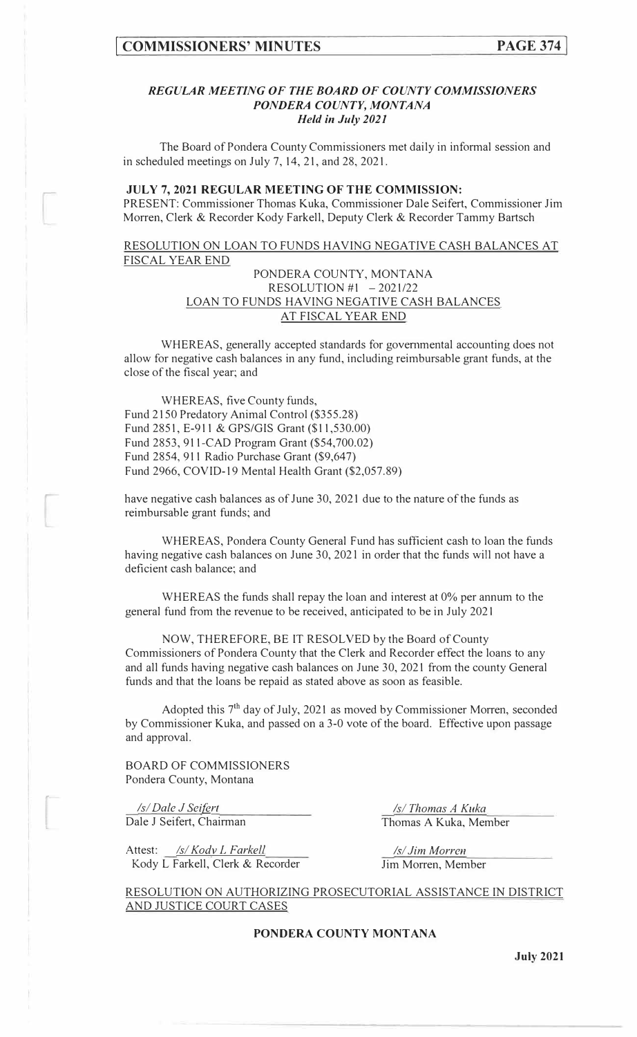### *REGULAR MEETING OF THE BOARD OF COUNTY COMMISSIONERS PONDERA COUNTY, MONTANA Held in July 2021*

The Board of Pondera County Commissioners met daily in informal session and in scheduled meetings on July 7, 14, 21, and 28, 2021.

**JULY 7, 2021 REGULAR MEETING OF THE COMMISSION:**
PRESENT: Commissioner Thomas Kuka, Commissioner Dale Seifert, Commissioner Jim Morren, Clerk & Recorder Kody Farkell, Deputy Clerk & Recorder Tammy Bartsch

RESOLUTION ON LOAN TO FUNDS HAVING NEGATIVE CASH BALANCES AT FISCAL YEAR END

PONDERA COUNTY, MONTANA
RESOLUTION #1 – 2021/22
LOAN TO FUNDS HAVING NEGATIVE CASH BALANCES AT FISCAL YEAR END

WHEREAS, generally accepted standards for governmental accounting does not allow for negative cash balances in any fund, including reimbursable grant funds, at the close of the fiscal year; and

WHEREAS, five County funds,
Fund 2150 Predatory Animal Control ($355.28)
Fund 2851, E-911 & GPS/GIS Grant ($11,530.00)
Fund 2853, 911-CAD Program Grant ($54,700.02)
Fund 2854, 911 Radio Purchase Grant ($9,647)
Fund 2966, COVID-19 Mental Health Grant ($2,057.89)

have negative cash balances as of June 30, 2021 due to the nature of the funds as reimbursable grant funds; and

WHEREAS, Pondera County General Fund has sufficient cash to loan the funds having negative cash balances on June 30, 2021 in order that the funds will not have a deficient cash balance; and

WHEREAS the funds shall repay the loan and interest at 0% per annum to the general fund from the revenue to be received, anticipated to be in July 2021

NOW, THEREFORE, BE IT RESOLVED by the Board of County Commissioners of Pondera County that the Clerk and Recorder effect the loans to any and all funds having negative cash balances on June 30, 2021 from the county General funds and that the loans be repaid as stated above as soon as feasible.

Adopted this 7th day of July, 2021 as moved by Commissioner Morren, seconded by Commissioner Kuka, and passed on a 3-0 vote of the board. Effective upon passage and approval.

BOARD OF COMMISSIONERS
Pondera County, Montana

*/s/ Dale J Seifert*
Dale J Seifert, Chairman

*/s/ Thomas A Kuka*
Thomas A Kuka, Member

Attest: */s/ Kody L Farkell*
Kody L Farkell, Clerk & Recorder

*/s/ Jim Morren*
Jim Morren, Member

RESOLUTION ON AUTHORIZING PROSECUTORIAL ASSISTANCE IN DISTRICT AND JUSTICE COURT CASES

**PONDERA COUNTY MONTANA**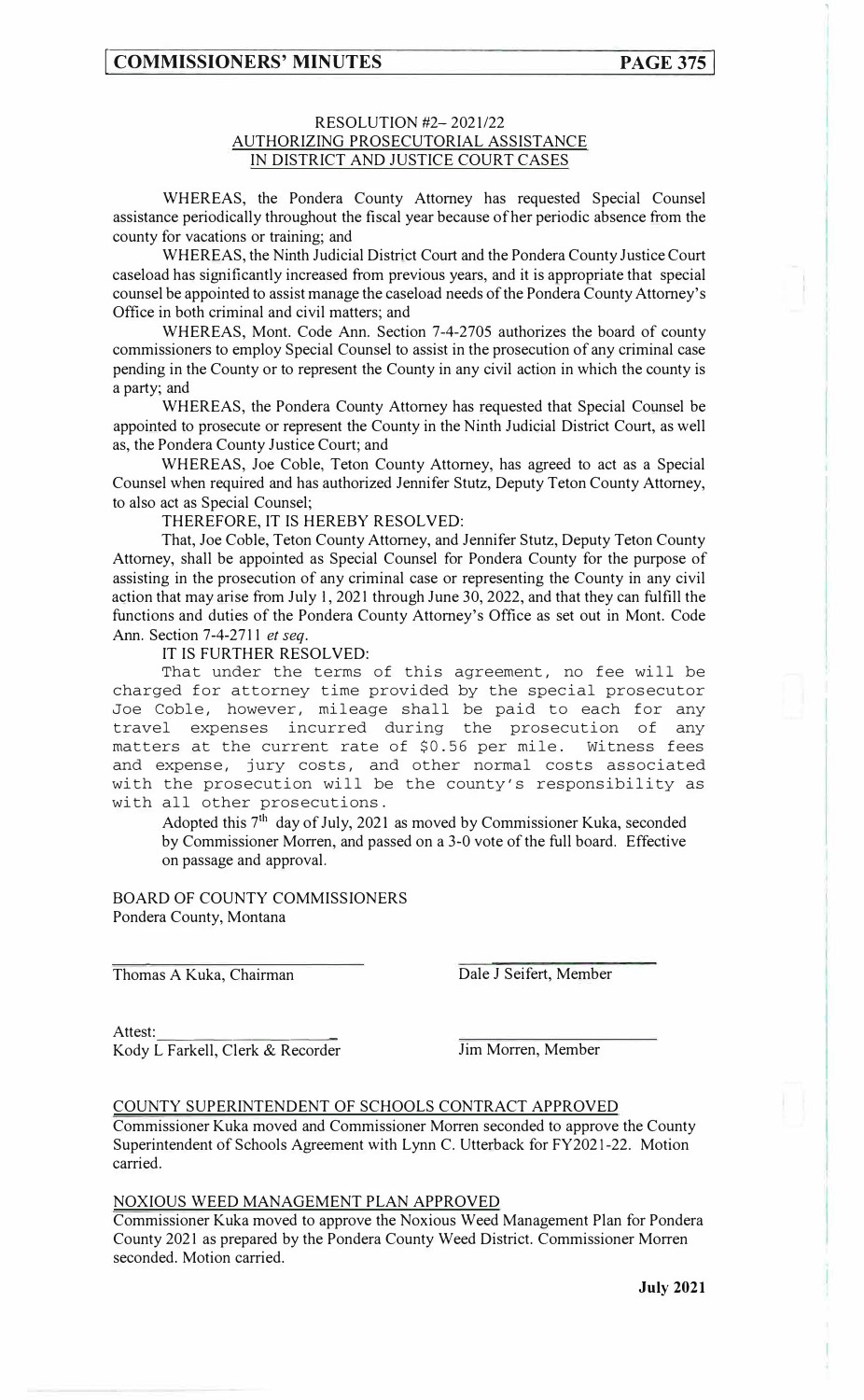RESOLUTION #2– 2021/22
AUTHORIZING PROSECUTORIAL ASSISTANCE
IN DISTRICT AND JUSTICE COURT CASES

WHEREAS, the Pondera County Attorney has requested Special Counsel assistance periodically throughout the fiscal year because of her periodic absence from the county for vacations or training; and

WHEREAS, the Ninth Judicial District Court and the Pondera County Justice Court caseload has significantly increased from previous years, and it is appropriate that special counsel be appointed to assist manage the caseload needs of the Pondera County Attorney's Office in both criminal and civil matters; and

WHEREAS, Mont. Code Ann. Section 7-4-2705 authorizes the board of county commissioners to employ Special Counsel to assist in the prosecution of any criminal case pending in the County or to represent the County in any civil action in which the county is a party; and

WHEREAS, the Pondera County Attorney has requested that Special Counsel be appointed to prosecute or represent the County in the Ninth Judicial District Court, as well as, the Pondera County Justice Court; and

WHEREAS, Joe Coble, Teton County Attorney, has agreed to act as a Special Counsel when required and has authorized Jennifer Stutz, Deputy Teton County Attorney, to also act as Special Counsel;

THEREFORE, IT IS HEREBY RESOLVED:

That, Joe Coble, Teton County Attorney, and Jennifer Stutz, Deputy Teton County Attorney, shall be appointed as Special Counsel for Pondera County for the purpose of assisting in the prosecution of any criminal case or representing the County in any civil action that may arise from July 1, 2021 through June 30, 2022, and that they can fulfill the functions and duties of the Pondera County Attorney's Office as set out in Mont. Code Ann. Section 7-4-2711 *et seq*.

IT IS FURTHER RESOLVED:

That under the terms of this agreement, no fee will be charged for attorney time provided by the special prosecutor Joe Coble, however, mileage shall be paid to each for any travel expenses incurred during the prosecution of any matters at the current rate of $0.56 per mile. Witness fees and expense, jury costs, and other normal costs associated with the prosecution will be the county's responsibility as with all other prosecutions.

Adopted this 7th day of July, 2021 as moved by Commissioner Kuka, seconded by Commissioner Morren, and passed on a 3-0 vote of the full board. Effective on passage and approval.

BOARD OF COUNTY COMMISSIONERS
Pondera County, Montana

______________________________
Thomas A Kuka, Chairman

______________________________
Dale J Seifert, Member

Attest: ______________________
Kody L Farkell, Clerk & Recorder

______________________________
Jim Morren, Member

COUNTY SUPERINTENDENT OF SCHOOLS CONTRACT APPROVED

Commissioner Kuka moved and Commissioner Morren seconded to approve the County Superintendent of Schools Agreement with Lynn C. Utterback for FY2021-22. Motion carried.

NOXIOUS WEED MANAGEMENT PLAN APPROVED

Commissioner Kuka moved to approve the Noxious Weed Management Plan for Pondera County 2021 as prepared by the Pondera County Weed District. Commissioner Morren seconded. Motion carried.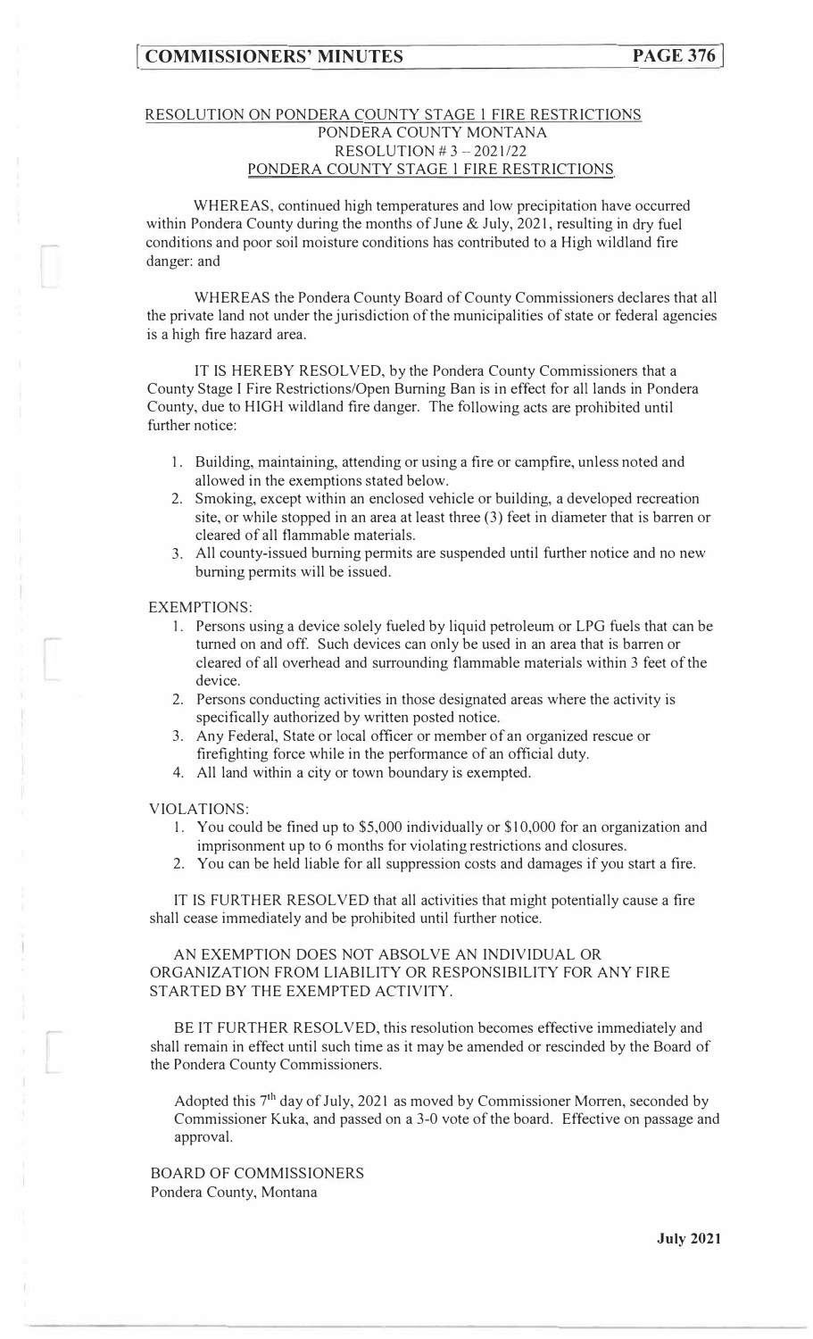RESOLUTION ON PONDERA COUNTY STAGE 1 FIRE RESTRICTIONS
PONDERA COUNTY MONTANA
RESOLUTION # 3 – 2021/22
PONDERA COUNTY STAGE 1 FIRE RESTRICTIONS

WHEREAS, continued high temperatures and low precipitation have occurred within Pondera County during the months of June & July, 2021, resulting in dry fuel conditions and poor soil moisture conditions has contributed to a High wildland fire danger: and

WHEREAS the Pondera County Board of County Commissioners declares that all the private land not under the jurisdiction of the municipalities of state or federal agencies is a high fire hazard area.

IT IS HEREBY RESOLVED, by the Pondera County Commissioners that a County Stage I Fire Restrictions/Open Burning Ban is in effect for all lands in Pondera County, due to HIGH wildland fire danger. The following acts are prohibited until further notice:

1. Building, maintaining, attending or using a fire or campfire, unless noted and allowed in the exemptions stated below.
2. Smoking, except within an enclosed vehicle or building, a developed recreation site, or while stopped in an area at least three (3) feet in diameter that is barren or cleared of all flammable materials.
3. All county-issued burning permits are suspended until further notice and no new burning permits will be issued.

EXEMPTIONS:

1. Persons using a device solely fueled by liquid petroleum or LPG fuels that can be turned on and off. Such devices can only be used in an area that is barren or cleared of all overhead and surrounding flammable materials within 3 feet of the device.
2. Persons conducting activities in those designated areas where the activity is specifically authorized by written posted notice.
3. Any Federal, State or local officer or member of an organized rescue or firefighting force while in the performance of an official duty.
4. All land within a city or town boundary is exempted.

VIOLATIONS:

1. You could be fined up to $5,000 individually or $10,000 for an organization and imprisonment up to 6 months for violating restrictions and closures.
2. You can be held liable for all suppression costs and damages if you start a fire.

IT IS FURTHER RESOLVED that all activities that might potentially cause a fire shall cease immediately and be prohibited until further notice.

AN EXEMPTION DOES NOT ABSOLVE AN INDIVIDUAL OR ORGANIZATION FROM LIABILITY OR RESPONSIBILITY FOR ANY FIRE STARTED BY THE EXEMPTED ACTIVITY.

BE IT FURTHER RESOLVED, this resolution becomes effective immediately and shall remain in effect until such time as it may be amended or rescinded by the Board of the Pondera County Commissioners.

Adopted this 7th day of July, 2021 as moved by Commissioner Morren, seconded by Commissioner Kuka, and passed on a 3-0 vote of the board. Effective on passage and approval.

BOARD OF COMMISSIONERS
Pondera County, Montana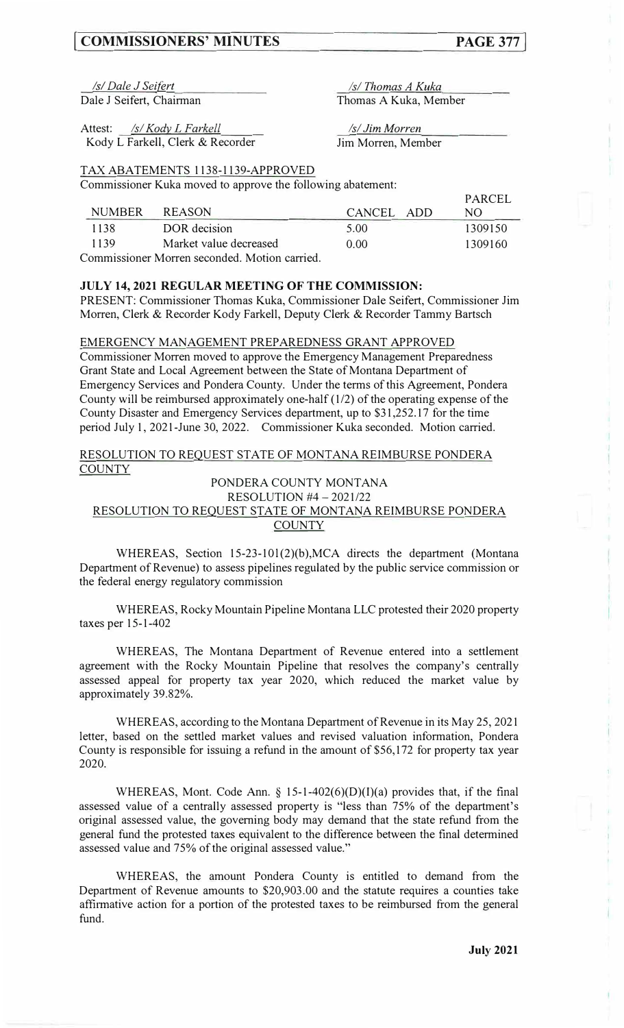_/s/ Dale J Seifert_
Dale J Seifert, Chairman

_/s/ Thomas A Kuka_
Thomas A Kuka, Member

Attest: _/s/ Kody L Farkell_
Kody L Farkell, Clerk & Recorder

_/s/ Jim Morren_
Jim Morren, Member

TAX ABATEMENTS 1138-1139-APPROVED

Commissioner Kuka moved to approve the following abatement:

| NUMBER | REASON | CANCEL | ADD | PARCEL NO |
|---|---|---|---|---|
| 1138 | DOR decision | 5.00 | | 1309150 |
| 1139 | Market value decreased | 0.00 | | 1309160 |

Commissioner Morren seconded. Motion carried.

**JULY 14, 2021 REGULAR MEETING OF THE COMMISSION:**

PRESENT: Commissioner Thomas Kuka, Commissioner Dale Seifert, Commissioner Jim Morren, Clerk & Recorder Kody Farkell, Deputy Clerk & Recorder Tammy Bartsch

EMERGENCY MANAGEMENT PREPAREDNESS GRANT APPROVED

Commissioner Morren moved to approve the Emergency Management Preparedness Grant State and Local Agreement between the State of Montana Department of Emergency Services and Pondera County. Under the terms of this Agreement, Pondera County will be reimbursed approximately one-half (1/2) of the operating expense of the County Disaster and Emergency Services department, up to $31,252.17 for the time period July 1, 2021-June 30, 2022. Commissioner Kuka seconded. Motion carried.

RESOLUTION TO REQUEST STATE OF MONTANA REIMBURSE PONDERA COUNTY

PONDERA COUNTY MONTANA
RESOLUTION #4 – 2021/22
RESOLUTION TO REQUEST STATE OF MONTANA REIMBURSE PONDERA COUNTY

WHEREAS, Section 15-23-101(2)(b),MCA directs the department (Montana Department of Revenue) to assess pipelines regulated by the public service commission or the federal energy regulatory commission

WHEREAS, Rocky Mountain Pipeline Montana LLC protested their 2020 property taxes per 15-1-402

WHEREAS, The Montana Department of Revenue entered into a settlement agreement with the Rocky Mountain Pipeline that resolves the company's centrally assessed appeal for property tax year 2020, which reduced the market value by approximately 39.82%.

WHEREAS, according to the Montana Department of Revenue in its May 25, 2021 letter, based on the settled market values and revised valuation information, Pondera County is responsible for issuing a refund in the amount of $56,172 for property tax year 2020.

WHEREAS, Mont. Code Ann. § 15-1-402(6)(D)(I)(a) provides that, if the final assessed value of a centrally assessed property is "less than 75% of the department's original assessed value, the governing body may demand that the state refund from the general fund the protested taxes equivalent to the difference between the final determined assessed value and 75% of the original assessed value."

WHEREAS, the amount Pondera County is entitled to demand from the Department of Revenue amounts to $20,903.00 and the statute requires a counties take affirmative action for a portion of the protested taxes to be reimbursed from the general fund.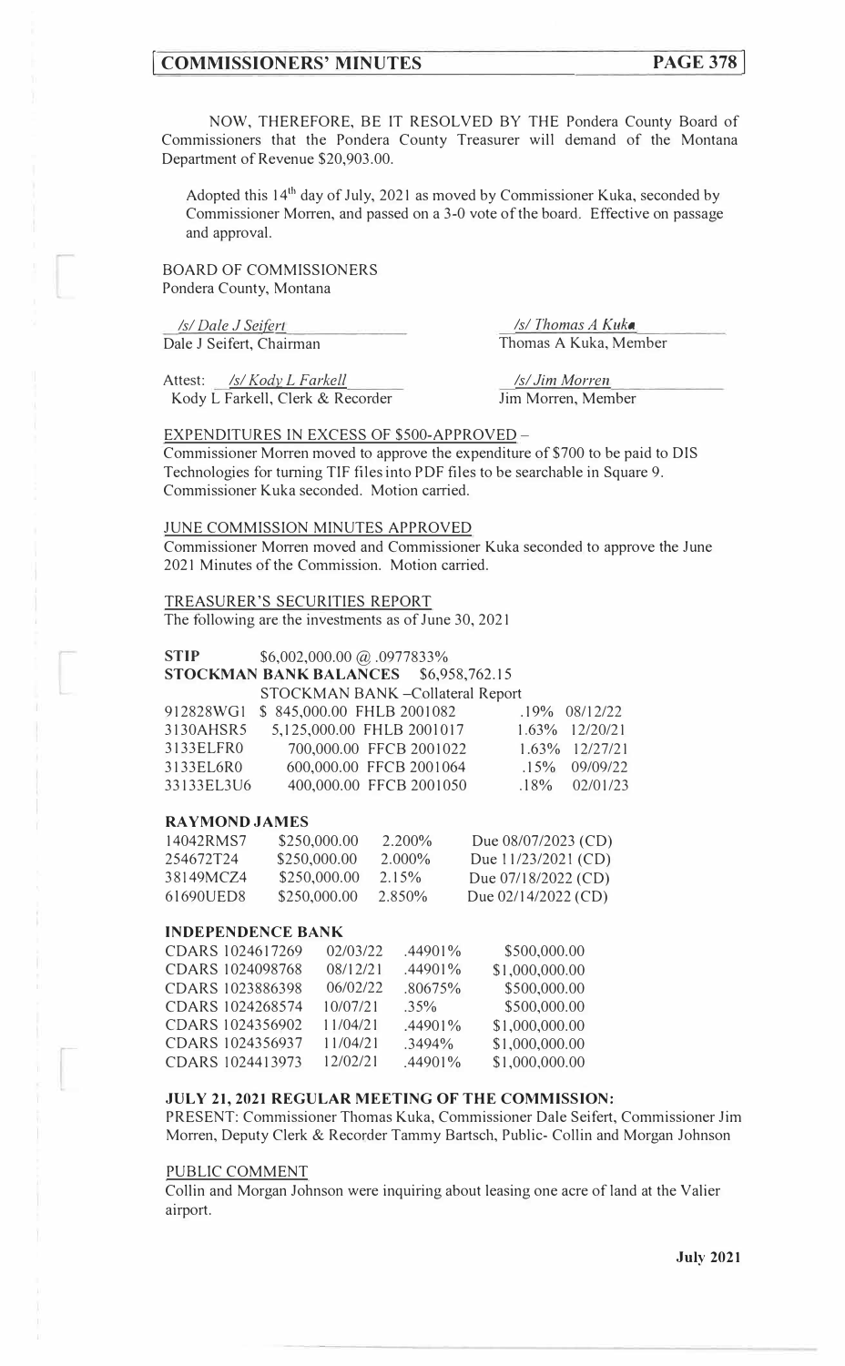NOW, THEREFORE, BE IT RESOLVED BY THE Pondera County Board of Commissioners that the Pondera County Treasurer will demand of the Montana Department of Revenue $20,903.00.

Adopted this 14th day of July, 2021 as moved by Commissioner Kuka, seconded by Commissioner Morren, and passed on a 3-0 vote of the board. Effective on passage and approval.

BOARD OF COMMISSIONERS
Pondera County, Montana

/s/ Dale J Seifert
Dale J Seifert, Chairman

/s/ Thomas A Kuka
Thomas A Kuka, Member

Attest: /s/ Kody L Farkell
Kody L Farkell, Clerk & Recorder

/s/ Jim Morren
Jim Morren, Member

EXPENDITURES IN EXCESS OF $500-APPROVED –
Commissioner Morren moved to approve the expenditure of $700 to be paid to DIS Technologies for turning TIF files into PDF files to be searchable in Square 9. Commissioner Kuka seconded. Motion carried.

JUNE COMMISSION MINUTES APPROVED
Commissioner Morren moved and Commissioner Kuka seconded to approve the June 2021 Minutes of the Commission. Motion carried.

TREASURER'S SECURITIES REPORT
The following are the investments as of June 30, 2021

**STIP** $6,002,000.00 @ .0977833%

**STOCKMAN BANK BALANCES** $6,958,762.15

STOCKMAN BANK –Collateral Report

| | | | | |
|---|---|---|---|---|
| 912828WG1 | $ 845,000.00 | FHLB 2001082 | .19% | 08/12/22 |
| 3130AHSR5 | 5,125,000.00 | FHLB 2001017 | 1.63% | 12/20/21 |
| 3133ELFR0 | 700,000.00 | FFCB 2001022 | 1.63% | 12/27/21 |
| 3133EL6R0 | 600,000.00 | FFCB 2001064 | .15% | 09/09/22 |
| 33133EL3U6 | 400,000.00 | FFCB 2001050 | .18% | 02/01/23 |

**RAYMOND JAMES**

| | | | |
|---|---|---|---|
| 14042RMS7 | $250,000.00 | 2.200% | Due 08/07/2023 (CD) |
| 254672T24 | $250,000.00 | 2.000% | Due 11/23/2021 (CD) |
| 38149MCZ4 | $250,000.00 | 2.15% | Due 07/18/2022 (CD) |
| 61690UED8 | $250,000.00 | 2.850% | Due 02/14/2022 (CD) |

**INDEPENDENCE BANK**

| | | | |
|---|---|---|---|
| CDARS 1024617269 | 02/03/22 | .44901% | $500,000.00 |
| CDARS 1024098768 | 08/12/21 | .44901% | $1,000,000.00 |
| CDARS 1023886398 | 06/02/22 | .80675% | $500,000.00 |
| CDARS 1024268574 | 10/07/21 | .35% | $500,000.00 |
| CDARS 1024356902 | 11/04/21 | .44901% | $1,000,000.00 |
| CDARS 1024356937 | 11/04/21 | .3494% | $1,000,000.00 |
| CDARS 1024413973 | 12/02/21 | .44901% | $1,000,000.00 |

**JULY 21, 2021 REGULAR MEETING OF THE COMMISSION:**
PRESENT: Commissioner Thomas Kuka, Commissioner Dale Seifert, Commissioner Jim Morren, Deputy Clerk & Recorder Tammy Bartsch, Public- Collin and Morgan Johnson

PUBLIC COMMENT
Collin and Morgan Johnson were inquiring about leasing one acre of land at the Valier airport.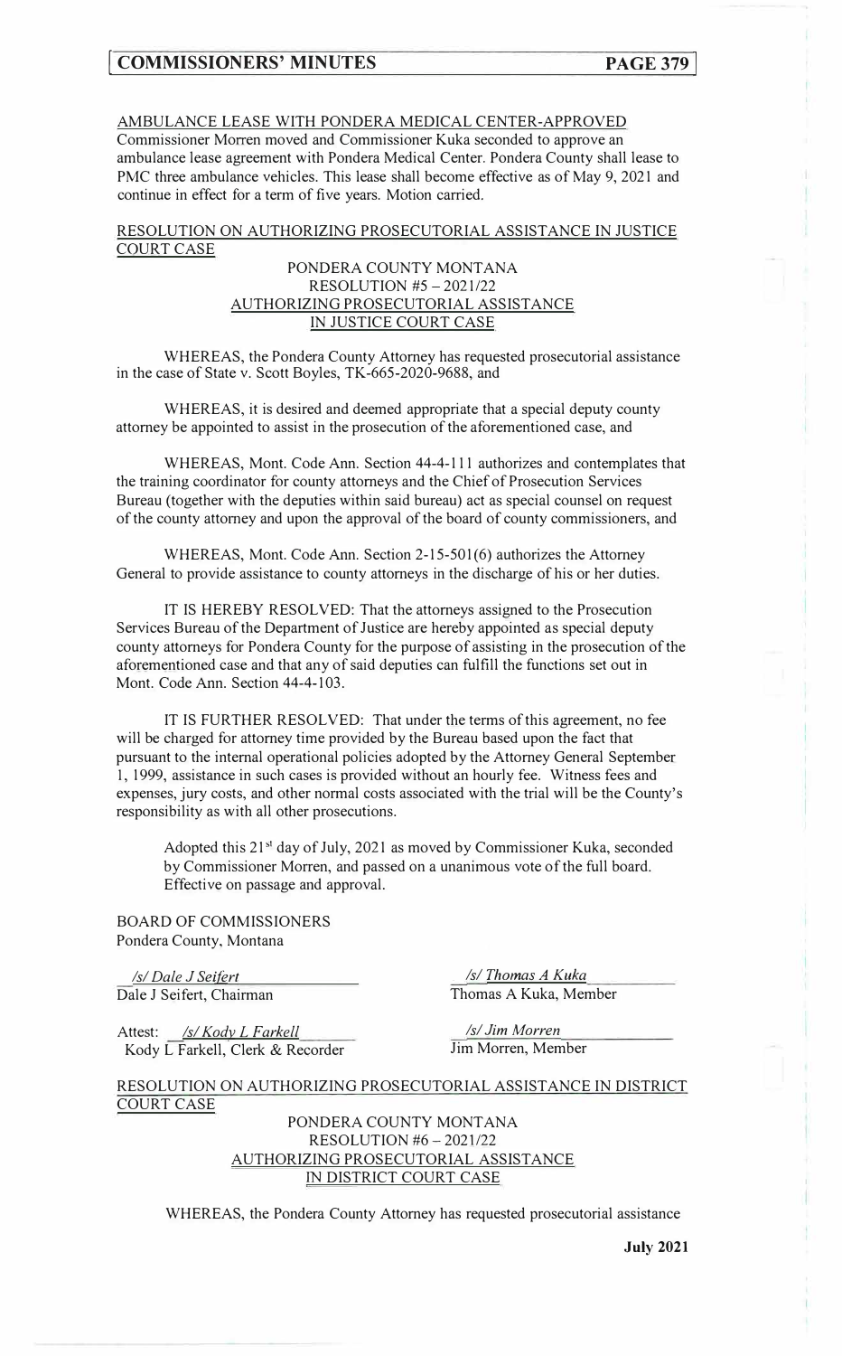AMBULANCE LEASE WITH PONDERA MEDICAL CENTER-APPROVED

Commissioner Morren moved and Commissioner Kuka seconded to approve an ambulance lease agreement with Pondera Medical Center. Pondera County shall lease to PMC three ambulance vehicles. This lease shall become effective as of May 9, 2021 and continue in effect for a term of five years. Motion carried.

RESOLUTION ON AUTHORIZING PROSECUTORIAL ASSISTANCE IN JUSTICE COURT CASE

PONDERA COUNTY MONTANA
RESOLUTION #5 – 2021/22
AUTHORIZING PROSECUTORIAL ASSISTANCE
IN JUSTICE COURT CASE

WHEREAS, the Pondera County Attorney has requested prosecutorial assistance in the case of State v. Scott Boyles, TK-665-2020-9688, and

WHEREAS, it is desired and deemed appropriate that a special deputy county attorney be appointed to assist in the prosecution of the aforementioned case, and

WHEREAS, Mont. Code Ann. Section 44-4-111 authorizes and contemplates that the training coordinator for county attorneys and the Chief of Prosecution Services Bureau (together with the deputies within said bureau) act as special counsel on request of the county attorney and upon the approval of the board of county commissioners, and

WHEREAS, Mont. Code Ann. Section 2-15-501(6) authorizes the Attorney General to provide assistance to county attorneys in the discharge of his or her duties.

IT IS HEREBY RESOLVED: That the attorneys assigned to the Prosecution Services Bureau of the Department of Justice are hereby appointed as special deputy county attorneys for Pondera County for the purpose of assisting in the prosecution of the aforementioned case and that any of said deputies can fulfill the functions set out in Mont. Code Ann. Section 44-4-103.

IT IS FURTHER RESOLVED: That under the terms of this agreement, no fee will be charged for attorney time provided by the Bureau based upon the fact that pursuant to the internal operational policies adopted by the Attorney General September 1, 1999, assistance in such cases is provided without an hourly fee. Witness fees and expenses, jury costs, and other normal costs associated with the trial will be the County's responsibility as with all other prosecutions.

Adopted this 21st day of July, 2021 as moved by Commissioner Kuka, seconded by Commissioner Morren, and passed on a unanimous vote of the full board. Effective on passage and approval.

BOARD OF COMMISSIONERS
Pondera County, Montana

/s/ Dale J Seifert
Dale J Seifert, Chairman

/s/ Thomas A Kuka
Thomas A Kuka, Member

Attest: /s/ Kody L Farkell
Kody L Farkell, Clerk & Recorder

/s/ Jim Morren
Jim Morren, Member

RESOLUTION ON AUTHORIZING PROSECUTORIAL ASSISTANCE IN DISTRICT COURT CASE

PONDERA COUNTY MONTANA
RESOLUTION #6 – 2021/22
AUTHORIZING PROSECUTORIAL ASSISTANCE
IN DISTRICT COURT CASE

WHEREAS, the Pondera County Attorney has requested prosecutorial assistance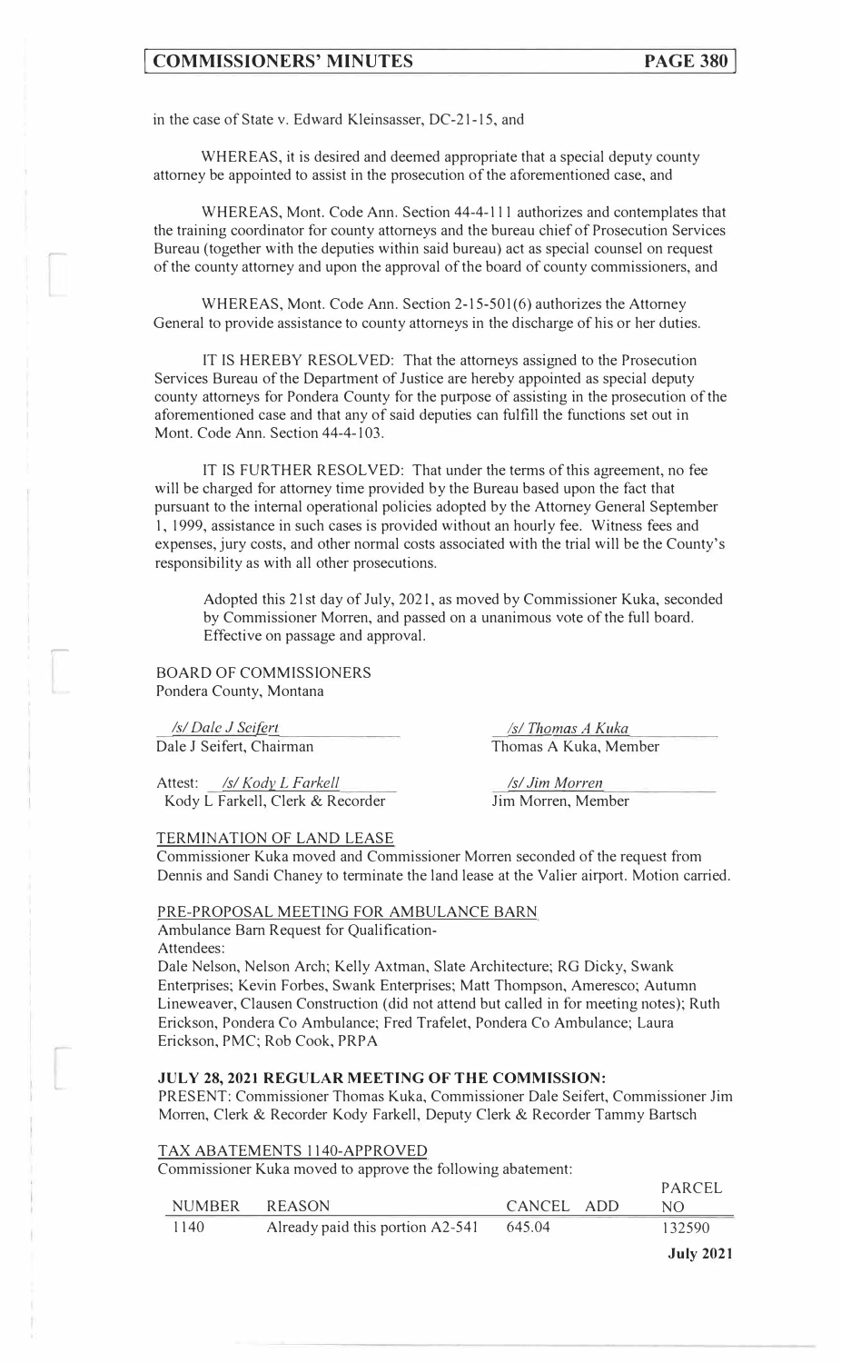in the case of State v. Edward Kleinsasser, DC-21-15, and

WHEREAS, it is desired and deemed appropriate that a special deputy county attorney be appointed to assist in the prosecution of the aforementioned case, and

WHEREAS, Mont. Code Ann. Section 44-4-111 authorizes and contemplates that the training coordinator for county attorneys and the bureau chief of Prosecution Services Bureau (together with the deputies within said bureau) act as special counsel on request of the county attorney and upon the approval of the board of county commissioners, and

WHEREAS, Mont. Code Ann. Section 2-15-501(6) authorizes the Attorney General to provide assistance to county attorneys in the discharge of his or her duties.

IT IS HEREBY RESOLVED: That the attorneys assigned to the Prosecution Services Bureau of the Department of Justice are hereby appointed as special deputy county attorneys for Pondera County for the purpose of assisting in the prosecution of the aforementioned case and that any of said deputies can fulfill the functions set out in Mont. Code Ann. Section 44-4-103.

IT IS FURTHER RESOLVED: That under the terms of this agreement, no fee will be charged for attorney time provided by the Bureau based upon the fact that pursuant to the internal operational policies adopted by the Attorney General September 1, 1999, assistance in such cases is provided without an hourly fee. Witness fees and expenses, jury costs, and other normal costs associated with the trial will be the County's responsibility as with all other prosecutions.

> Adopted this 21st day of July, 2021, as moved by Commissioner Kuka, seconded by Commissioner Morren, and passed on a unanimous vote of the full board. Effective on passage and approval.

BOARD OF COMMISSIONERS
Pondera County, Montana

*/s/ Dale J Seifert*
Dale J Seifert, Chairman

*/s/ Thomas A Kuka*
Thomas A Kuka, Member

Attest: */s/ Kody L Farkell*
Kody L Farkell, Clerk & Recorder

*/s/ Jim Morren*
Jim Morren, Member

TERMINATION OF LAND LEASE

Commissioner Kuka moved and Commissioner Morren seconded of the request from Dennis and Sandi Chaney to terminate the land lease at the Valier airport. Motion carried.

PRE-PROPOSAL MEETING FOR AMBULANCE BARN

Ambulance Barn Request for Qualification-
Attendees:
Dale Nelson, Nelson Arch; Kelly Axtman, Slate Architecture; RG Dicky, Swank Enterprises; Kevin Forbes, Swank Enterprises; Matt Thompson, Ameresco; Autumn Lineweaver, Clausen Construction (did not attend but called in for meeting notes); Ruth Erickson, Pondera Co Ambulance; Fred Trafelet, Pondera Co Ambulance; Laura Erickson, PMC; Rob Cook, PRPA

**JULY 28, 2021 REGULAR MEETING OF THE COMMISSION:**

PRESENT: Commissioner Thomas Kuka, Commissioner Dale Seifert, Commissioner Jim Morren, Clerk & Recorder Kody Farkell, Deputy Clerk & Recorder Tammy Bartsch

TAX ABATEMENTS 1140-APPROVED

Commissioner Kuka moved to approve the following abatement:

| NUMBER | REASON | CANCEL | ADD | PARCEL NO |
|---|---|---|---|---|
| 1140 | Already paid this portion A2-541 | 645.04 | | 132590 |

**July 2021**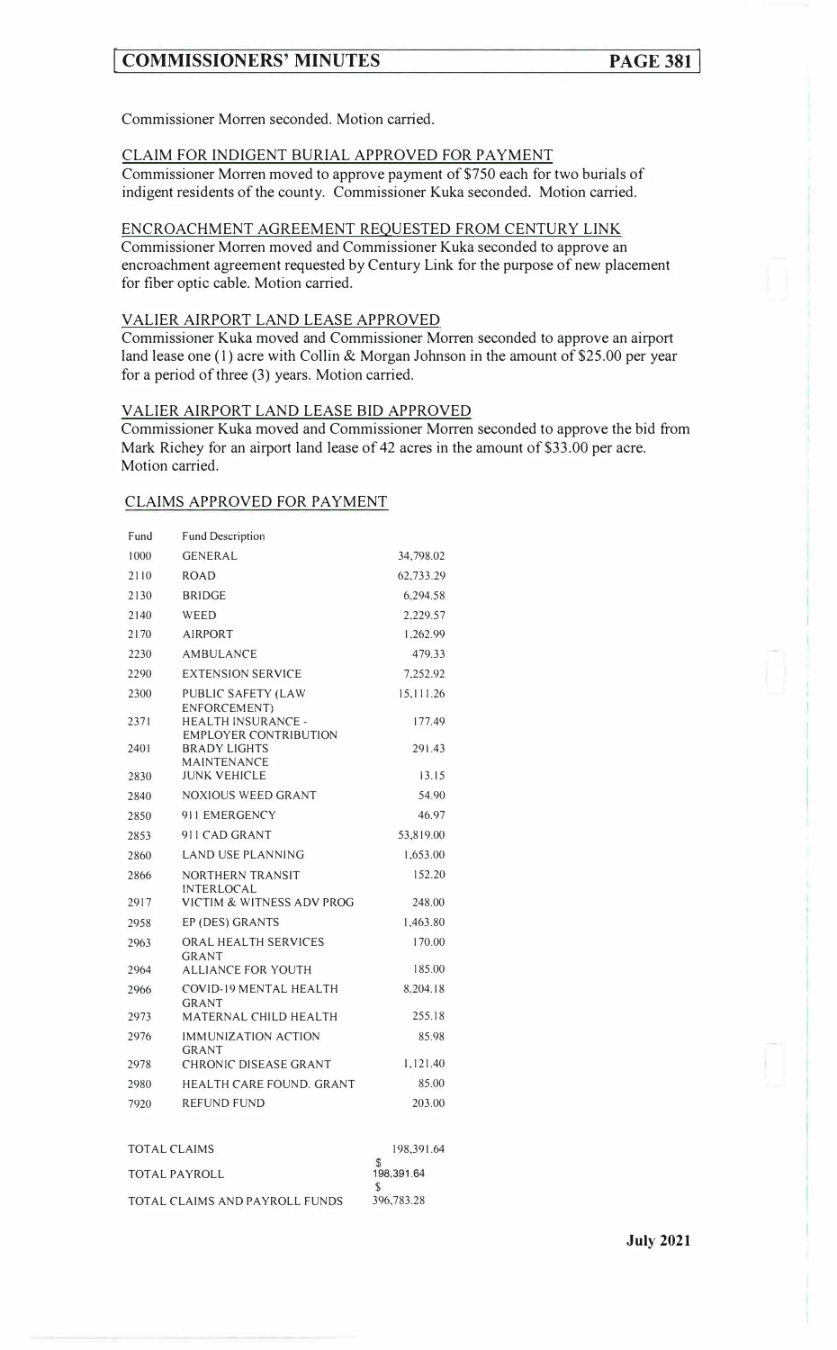Commissioner Morren seconded. Motion carried.

## CLAIM FOR INDIGENT BURIAL APPROVED FOR PAYMENT

Commissioner Morren moved to approve payment of $750 each for two burials of indigent residents of the county. Commissioner Kuka seconded. Motion carried.

## ENCROACHMENT AGREEMENT REQUESTED FROM CENTURY LINK

Commissioner Morren moved and Commissioner Kuka seconded to approve an encroachment agreement requested by Century Link for the purpose of new placement for fiber optic cable. Motion carried.

## VALIER AIRPORT LAND LEASE APPROVED

Commissioner Kuka moved and Commissioner Morren seconded to approve an airport land lease one (1) acre with Collin & Morgan Johnson in the amount of $25.00 per year for a period of three (3) years. Motion carried.

## VALIER AIRPORT LAND LEASE BID APPROVED

Commissioner Kuka moved and Commissioner Morren seconded to approve the bid from Mark Richey for an airport land lease of 42 acres in the amount of $33.00 per acre. Motion carried.

## CLAIMS APPROVED FOR PAYMENT

| Fund | Fund Description | |
|---|---|---|
| 1000 | GENERAL | 34,798.02 |
| 2110 | ROAD | 62,733.29 |
| 2130 | BRIDGE | 6,294.58 |
| 2140 | WEED | 2,229.57 |
| 2170 | AIRPORT | 1,262.99 |
| 2230 | AMBULANCE | 479.33 |
| 2290 | EXTENSION SERVICE | 7,252.92 |
| 2300 | PUBLIC SAFETY (LAW ENFORCEMENT) | 15,111.26 |
| 2371 | HEALTH INSURANCE - EMPLOYER CONTRIBUTION | 177.49 |
| 2401 | BRADY LIGHTS MAINTENANCE | 291.43 |
| 2830 | JUNK VEHICLE | 13.15 |
| 2840 | NOXIOUS WEED GRANT | 54.90 |
| 2850 | 911 EMERGENCY | 46.97 |
| 2853 | 911 CAD GRANT | 53,819.00 |
| 2860 | LAND USE PLANNING | 1,653.00 |
| 2866 | NORTHERN TRANSIT INTERLOCAL | 152.20 |
| 2917 | VICTIM & WITNESS ADV PROG | 248.00 |
| 2958 | EP (DES) GRANTS | 1,463.80 |
| 2963 | ORAL HEALTH SERVICES GRANT | 170.00 |
| 2964 | ALLIANCE FOR YOUTH | 185.00 |
| 2966 | COVID-19 MENTAL HEALTH GRANT | 8,204.18 |
| 2973 | MATERNAL CHILD HEALTH | 255.18 |
| 2976 | IMMUNIZATION ACTION GRANT | 85.98 |
| 2978 | CHRONIC DISEASE GRANT | 1,121.40 |
| 2980 | HEALTH CARE FOUND. GRANT | 85.00 |
| 7920 | REFUND FUND | 203.00 |

| | |
|---|---|
| TOTAL CLAIMS | 198,391.64 |
| TOTAL PAYROLL | $ 198,391.64 |
| TOTAL CLAIMS AND PAYROLL FUNDS | $ 396,783.28 |

July 2021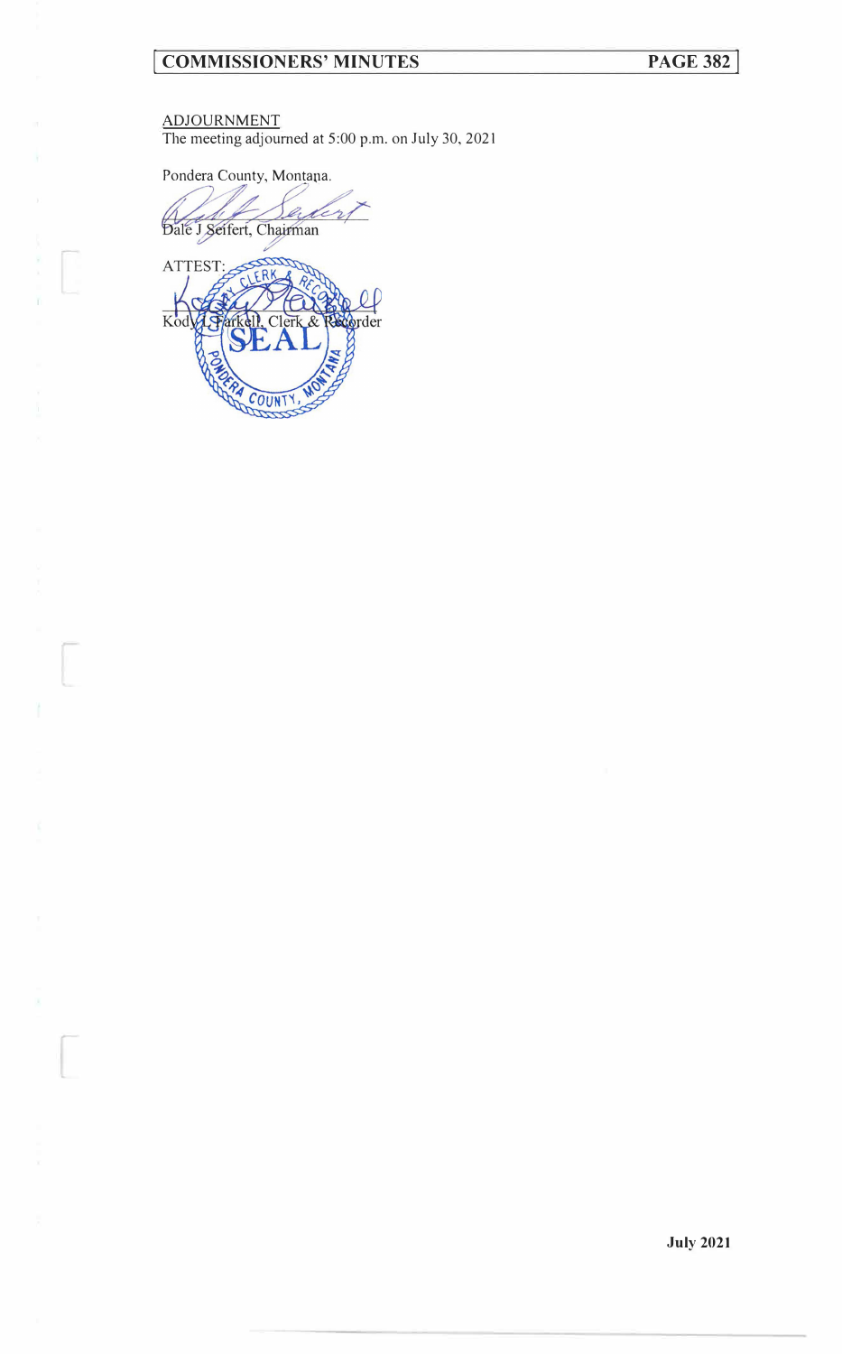ADJOURNMENT

The meeting adjourned at 5:00 p.m. on July 30, 2021

Pondera County, Montana.

Dale J Seifert, Chairman

ATTEST:

Kody L Farkell, Clerk & Recorder

CLERK & RECORDER SEAL PONDERA COUNTY, MONTANA